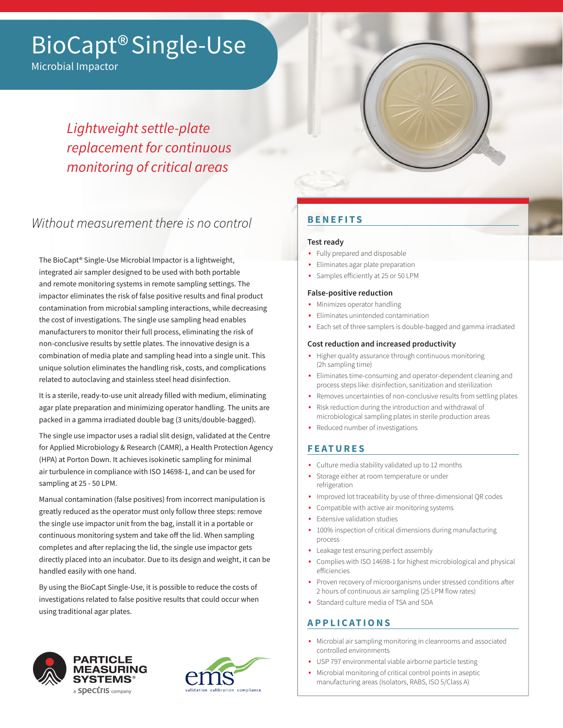# BioCapt® Single-Use

Microbial Impactor

*Lightweight settle-plate replacement for continuous monitoring of critical areas*

## *Without measurement there is no control*

The BioCapt® Single-Use Microbial Impactor is a lightweight, integrated air sampler designed to be used with both portable and remote monitoring systems in remote sampling settings. The impactor eliminates the risk of false positive results and final product contamination from microbial sampling interactions, while decreasing the cost of investigations. The single use sampling head enables manufacturers to monitor their full process, eliminating the risk of non-conclusive results by settle plates. The innovative design is a combination of media plate and sampling head into a single unit. This unique solution eliminates the handling risk, costs, and complications related to autoclaving and stainless steel head disinfection.

It is a sterile, ready-to-use unit already filled with medium, eliminating agar plate preparation and minimizing operator handling. The units are packed in a gamma irradiated double bag (3 units/double-bagged).

The single use impactor uses a radial slit design, validated at the Centre for Applied Microbiology & Research (CAMR), a Health Protection Agency (HPA) at Porton Down. It achieves isokinetic sampling for minimal air turbulence in compliance with ISO 14698-1, and can be used for sampling at 25 - 50 LPM.

Manual contamination (false positives) from incorrect manipulation is greatly reduced as the operator must only follow three steps: remove the single use impactor unit from the bag, install it in a portable or continuous monitoring system and take off the lid. When sampling completes and after replacing the lid, the single use impactor gets directly placed into an incubator. Due to its design and weight, it can be handled easily with one hand.

By using the BioCapt Single-Use, it is possible to reduce the costs of investigations related to false positive results that could occur when using traditional agar plates.

## BENEFITS

### Test ready

- Fully prepared and disposable
- Eliminates agar plate preparation
- Samples efficiently at 25 or 50 LPM

### False-positive reduction

- Minimizes operator handling
- Eliminates unintended contamination
- Each set of three samplers is double-bagged and gamma irradiated

### Cost reduction and increased productivity

- Higher quality assurance through continuous monitoring (2h sampling time)
- Eliminates time-consuming and operator-dependent cleaning and process steps like: disinfection, sanitization and sterilization
- Removes uncertainties of non-conclusive results from settling plates
- Risk reduction during the introduction and withdrawal of microbiological sampling plates in sterile production areas
- Reduced number of investigations

## FEATURES

- Culture media stability validated up to 12 months
- Storage either at room temperature or under refrigeration
- Improved lot traceability by use of three-dimensional QR codes
- Compatible with active air monitoring systems
- Extensive validation studies
- 100% inspection of critical dimensions during manufacturing process
- Leakage test ensuring perfect assembly
- Complies with ISO 14698-1 for highest microbiological and physical efficiencies
- Proven recovery of microorganisms under stressed conditions after 2 hours of continuous air sampling (25 LPM flow rates)
- Standard culture media of TSA and SDA

## APPLICATIONS

- Microbial air sampling monitoring in cleanrooms and associated controlled environments
- USP 797 environmental viable airborne particle testing
- Microbial monitoring of critical control points in aseptic manufacturing areas (Isolators, RABS, ISO 5/Class A)

PARTICLE MEASURING SYSTEMS® a spectris company

ems validation calibration compliance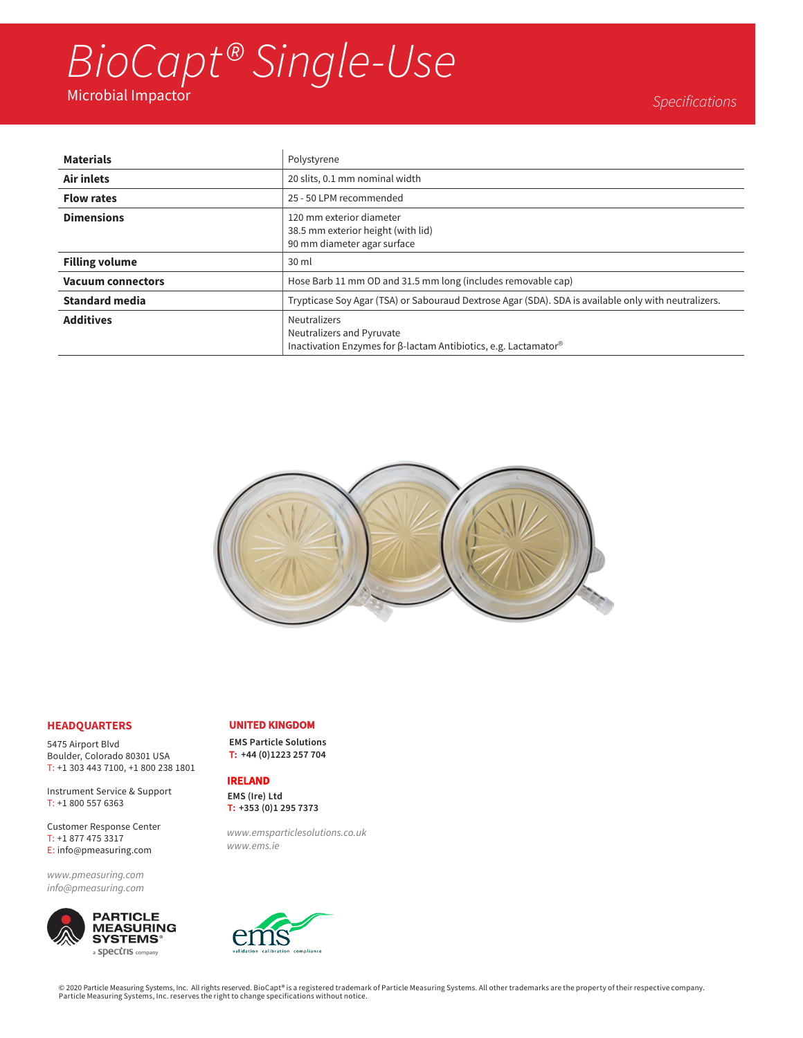# BioCapt® Single-Use

Microbial Impactor

*Specifications*

| | |
|---|---|
| **Materials** | Polystyrene |
| **Air inlets** | 20 slits, 0.1 mm nominal width |
| **Flow rates** | 25 - 50 LPM recommended |
| **Dimensions** | 120 mm exterior diameter<br>38.5 mm exterior height (with lid)<br>90 mm diameter agar surface |
| **Filling volume** | 30 ml |
| **Vacuum connectors** | Hose Barb 11 mm OD and 31.5 mm long (includes removable cap) |
| **Standard media** | Trypticase Soy Agar (TSA) or Sabouraud Dextrose Agar (SDA). SDA is available only with neutralizers. |
| **Additives** | Neutralizers<br>Neutralizers and Pyruvate<br>Inactivation Enzymes for β-lactam Antibiotics, e.g. Lactamator® |

## HEADQUARTERS

5475 Airport Blvd
Boulder, Colorado 80301 USA
T: +1 303 443 7100, +1 800 238 1801

Instrument Service & Support
T: +1 800 557 6363

Customer Response Center
T: +1 877 475 3317
E: info@pmeasuring.com

*www.pmeasuring.com*
*info@pmeasuring.com*

## UNITED KINGDOM

**EMS Particle Solutions**
**T: +44 (0)1223 257 704**

## IRELAND

**EMS (Ire) Ltd**
**T: +353 (0)1 295 7373**

*www.emsparticlesolutions.co.uk*
*www.ems.ie*

PARTICLE MEASURING SYSTEMS®
a spectris company

ems
validation calibration compliance

© 2020 Particle Measuring Systems, Inc. All rights reserved. BioCapt® is a registered trademark of Particle Measuring Systems. All other trademarks are the property of their respective company. Particle Measuring Systems, Inc. reserves the right to change specifications without notice.